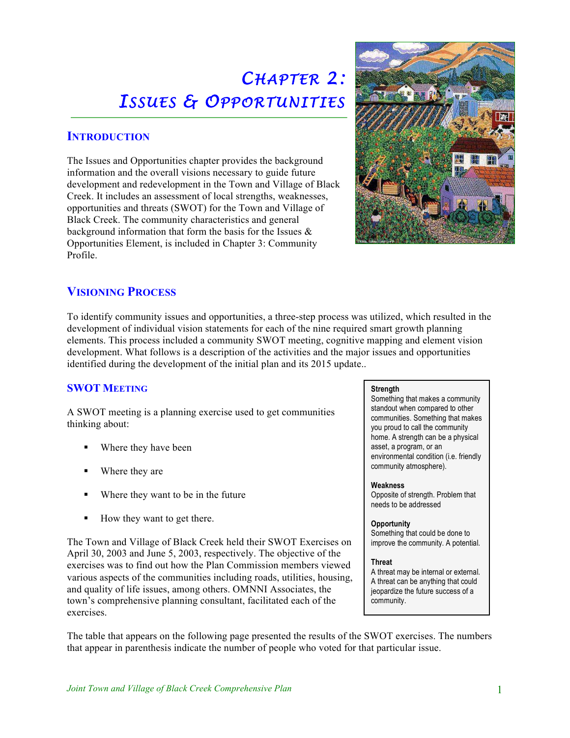# Chapter 2: Issues & Opportunities

## Introduction

The Issues and Opportunities chapter provides the background information and the overall visions necessary to guide future development and redevelopment in the Town and Village of Black Creek. It includes an assessment of local strengths, weaknesses, opportunities and threats (SWOT) for the Town and Village of Black Creek. The community characteristics and general background information that form the basis for the Issues & Opportunities Element, is included in Chapter 3: Community Profile.

## Visioning Process

To identify community issues and opportunities, a three-step process was utilized, which resulted in the development of individual vision statements for each of the nine required smart growth planning elements. This process included a community SWOT meeting, cognitive mapping and element vision development. What follows is a description of the activities and the major issues and opportunities identified during the development of the initial plan and its 2015 update..

### SWOT Meeting

A SWOT meeting is a planning exercise used to get communities thinking about:

- Where they have been
- Where they are
- Where they want to be in the future
- How they want to get there.

The Town and Village of Black Creek held their SWOT Exercises on April 30, 2003 and June 5, 2003, respectively. The objective of the exercises was to find out how the Plan Commission members viewed various aspects of the communities including roads, utilities, housing, and quality of life issues, among others. OMNNI Associates, the town's comprehensive planning consultant, facilitated each of the exercises.

**Strength**
Something that makes a community standout when compared to other communities. Something that makes you proud to call the community home. A strength can be a physical asset, a program, or an environmental condition (i.e. friendly community atmosphere).

**Weakness**
Opposite of strength. Problem that needs to be addressed

**Opportunity**
Something that could be done to improve the community. A potential.

**Threat**
A threat may be internal or external. A threat can be anything that could jeopardize the future success of a community.

The table that appears on the following page presented the results of the SWOT exercises. The numbers that appear in parenthesis indicate the number of people who voted for that particular issue.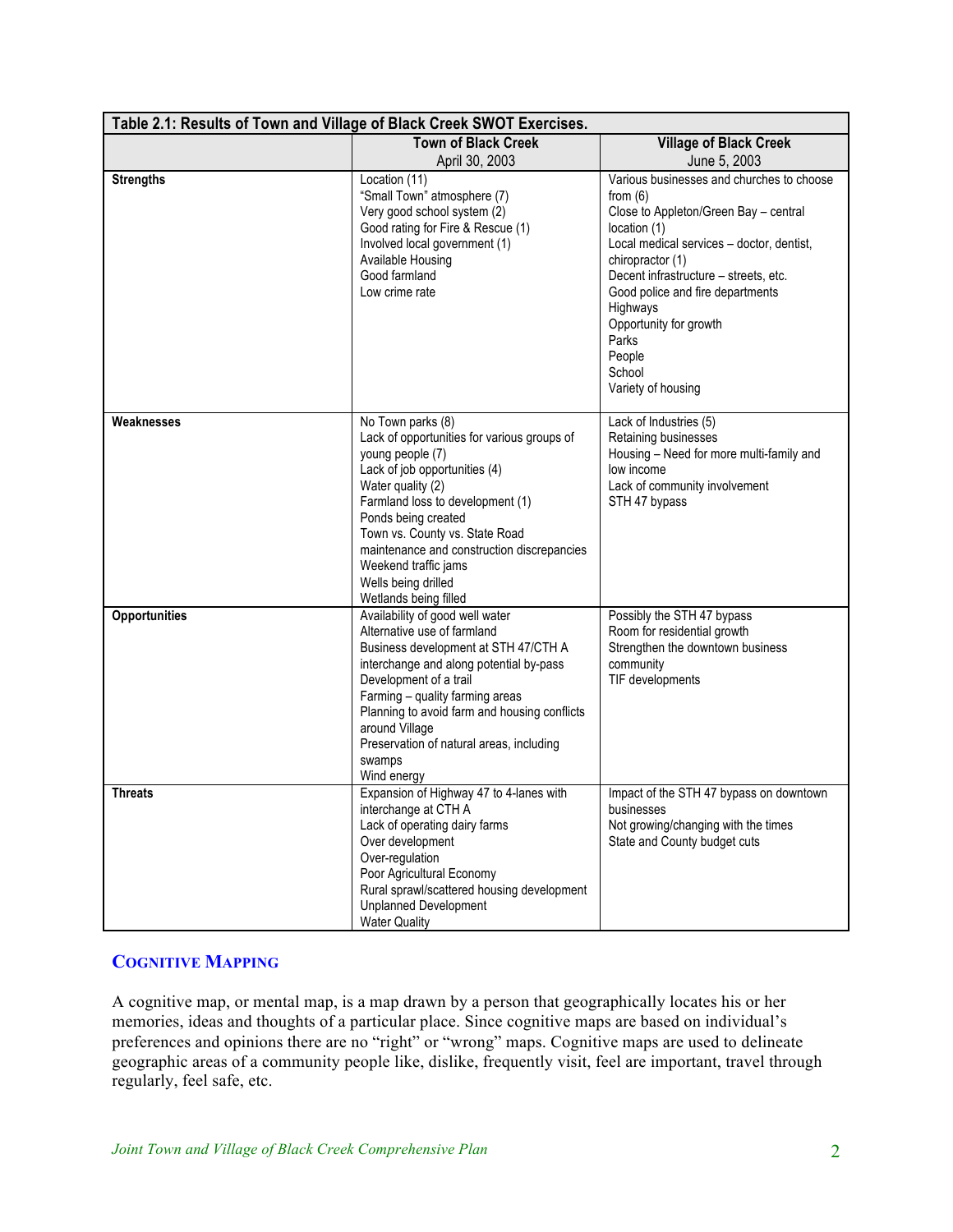**Table 2.1: Results of Town and Village of Black Creek SWOT Exercises.**

| | Town of Black Creek<br>April 30, 2003 | Village of Black Creek<br>June 5, 2003 |
|---|---|---|
| **Strengths** | Location (11)<br>"Small Town" atmosphere (7)<br>Very good school system (2)<br>Good rating for Fire & Rescue (1)<br>Involved local government (1)<br>Available Housing<br>Good farmland<br>Low crime rate | Various businesses and churches to choose from (6)<br>Close to Appleton/Green Bay – central location (1)<br>Local medical services – doctor, dentist, chiropractor (1)<br>Decent infrastructure – streets, etc.<br>Good police and fire departments<br>Highways<br>Opportunity for growth<br>Parks<br>People<br>School<br>Variety of housing |
| **Weaknesses** | No Town parks (8)<br>Lack of opportunities for various groups of young people (7)<br>Lack of job opportunities (4)<br>Water quality (2)<br>Farmland loss to development (1)<br>Ponds being created<br>Town vs. County vs. State Road maintenance and construction discrepancies<br>Weekend traffic jams<br>Wells being drilled<br>Wetlands being filled | Lack of Industries (5)<br>Retaining businesses<br>Housing – Need for more multi-family and low income<br>Lack of community involvement<br>STH 47 bypass |
| **Opportunities** | Availability of good well water<br>Alternative use of farmland<br>Business development at STH 47/CTH A interchange and along potential by-pass<br>Development of a trail<br>Farming – quality farming areas<br>Planning to avoid farm and housing conflicts around Village<br>Preservation of natural areas, including swamps<br>Wind energy | Possibly the STH 47 bypass<br>Room for residential growth<br>Strengthen the downtown business community<br>TIF developments |
| **Threats** | Expansion of Highway 47 to 4-lanes with interchange at CTH A<br>Lack of operating dairy farms<br>Over development<br>Over-regulation<br>Poor Agricultural Economy<br>Rural sprawl/scattered housing development<br>Unplanned Development<br>Water Quality | Impact of the STH 47 bypass on downtown businesses<br>Not growing/changing with the times<br>State and County budget cuts |

### COGNITIVE MAPPING

A cognitive map, or mental map, is a map drawn by a person that geographically locates his or her memories, ideas and thoughts of a particular place. Since cognitive maps are based on individual's preferences and opinions there are no "right" or "wrong" maps. Cognitive maps are used to delineate geographic areas of a community people like, dislike, frequently visit, feel are important, travel through regularly, feel safe, etc.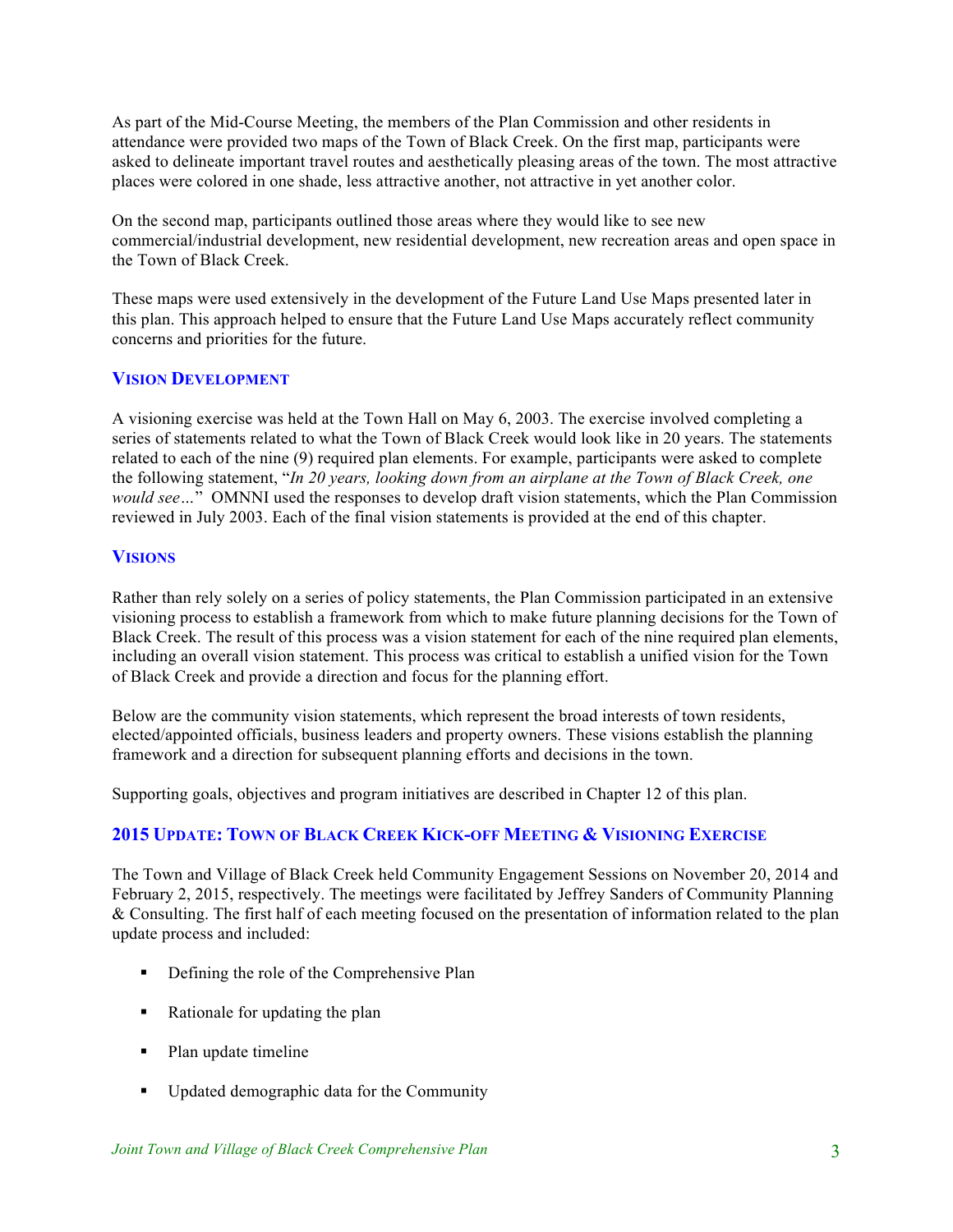As part of the Mid-Course Meeting, the members of the Plan Commission and other residents in attendance were provided two maps of the Town of Black Creek. On the first map, participants were asked to delineate important travel routes and aesthetically pleasing areas of the town. The most attractive places were colored in one shade, less attractive another, not attractive in yet another color.

On the second map, participants outlined those areas where they would like to see new commercial/industrial development, new residential development, new recreation areas and open space in the Town of Black Creek.

These maps were used extensively in the development of the Future Land Use Maps presented later in this plan. This approach helped to ensure that the Future Land Use Maps accurately reflect community concerns and priorities for the future.

### Vision Development

A visioning exercise was held at the Town Hall on May 6, 2003. The exercise involved completing a series of statements related to what the Town of Black Creek would look like in 20 years. The statements related to each of the nine (9) required plan elements. For example, participants were asked to complete the following statement, "*In 20 years, looking down from an airplane at the Town of Black Creek, one would see…*" OMNNI used the responses to develop draft vision statements, which the Plan Commission reviewed in July 2003. Each of the final vision statements is provided at the end of this chapter.

### Visions

Rather than rely solely on a series of policy statements, the Plan Commission participated in an extensive visioning process to establish a framework from which to make future planning decisions for the Town of Black Creek. The result of this process was a vision statement for each of the nine required plan elements, including an overall vision statement. This process was critical to establish a unified vision for the Town of Black Creek and provide a direction and focus for the planning effort.

Below are the community vision statements, which represent the broad interests of town residents, elected/appointed officials, business leaders and property owners. These visions establish the planning framework and a direction for subsequent planning efforts and decisions in the town.

Supporting goals, objectives and program initiatives are described in Chapter 12 of this plan.

### 2015 Update: Town of Black Creek Kick-off Meeting & Visioning Exercise

The Town and Village of Black Creek held Community Engagement Sessions on November 20, 2014 and February 2, 2015, respectively. The meetings were facilitated by Jeffrey Sanders of Community Planning & Consulting. The first half of each meeting focused on the presentation of information related to the plan update process and included:

- Defining the role of the Comprehensive Plan
- Rationale for updating the plan
- Plan update timeline
- Updated demographic data for the Community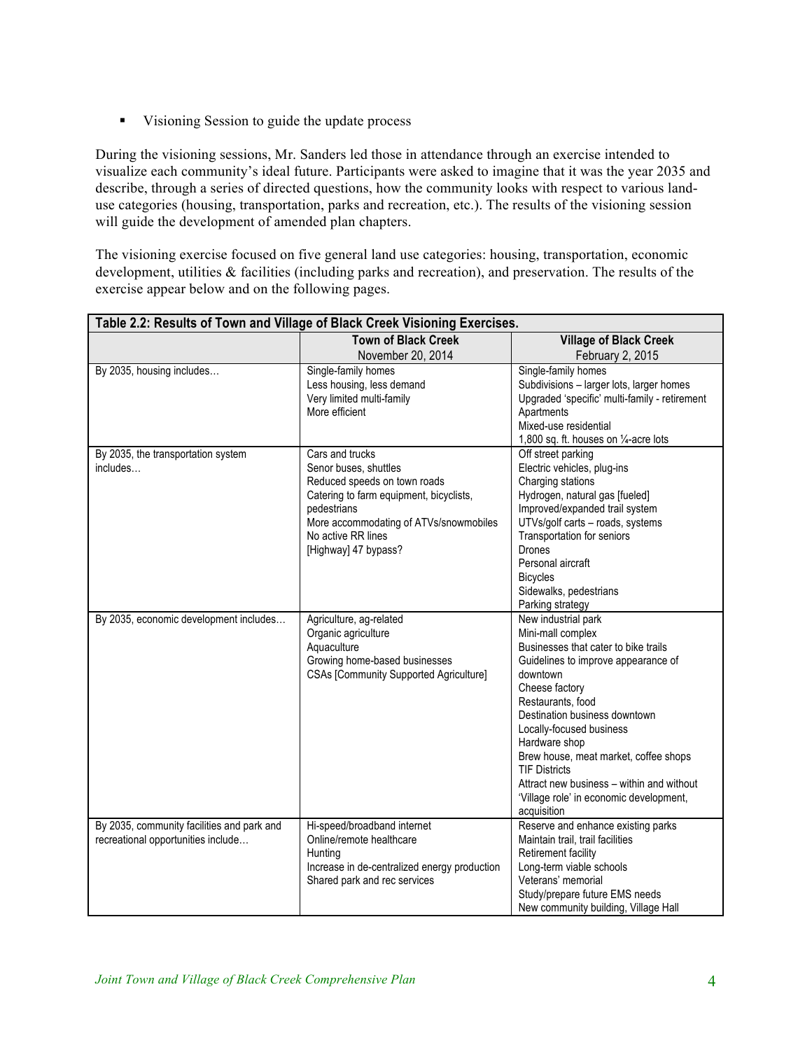- Visioning Session to guide the update process

During the visioning sessions, Mr. Sanders led those in attendance through an exercise intended to visualize each community's ideal future. Participants were asked to imagine that it was the year 2035 and describe, through a series of directed questions, how the community looks with respect to various land-use categories (housing, transportation, parks and recreation, etc.). The results of the visioning session will guide the development of amended plan chapters.

The visioning exercise focused on five general land use categories: housing, transportation, economic development, utilities & facilities (including parks and recreation), and preservation. The results of the exercise appear below and on the following pages.

**Table 2.2: Results of Town and Village of Black Creek Visioning Exercises.**

| | **Town of Black Creek**<br>November 20, 2014 | **Village of Black Creek**<br>February 2, 2015 |
|---|---|---|
| By 2035, housing includes… | Single-family homes<br>Less housing, less demand<br>Very limited multi-family<br>More efficient | Single-family homes<br>Subdivisions – larger lots, larger homes<br>Upgraded 'specific' multi-family - retirement<br>Apartments<br>Mixed-use residential<br>1,800 sq. ft. houses on ¼-acre lots |
| By 2035, the transportation system includes… | Cars and trucks<br>Senor buses, shuttles<br>Reduced speeds on town roads<br>Catering to farm equipment, bicyclists, pedestrians<br>More accommodating of ATVs/snowmobiles<br>No active RR lines<br>[Highway] 47 bypass? | Off street parking<br>Electric vehicles, plug-ins<br>Charging stations<br>Hydrogen, natural gas [fueled]<br>Improved/expanded trail system<br>UTVs/golf carts – roads, systems<br>Transportation for seniors<br>Drones<br>Personal aircraft<br>Bicycles<br>Sidewalks, pedestrians<br>Parking strategy |
| By 2035, economic development includes… | Agriculture, ag-related<br>Organic agriculture<br>Aquaculture<br>Growing home-based businesses<br>CSAs [Community Supported Agriculture] | New industrial park<br>Mini-mall complex<br>Businesses that cater to bike trails<br>Guidelines to improve appearance of downtown<br>Cheese factory<br>Restaurants, food<br>Destination business downtown<br>Locally-focused business<br>Hardware shop<br>Brew house, meat market, coffee shops<br>TIF Districts<br>Attract new business – within and without<br>'Village role' in economic development, acquisition |
| By 2035, community facilities and park and recreational opportunities include… | Hi-speed/broadband internet<br>Online/remote healthcare<br>Hunting<br>Increase in de-centralized energy production<br>Shared park and rec services | Reserve and enhance existing parks<br>Maintain trail, trail facilities<br>Retirement facility<br>Long-term viable schools<br>Veterans' memorial<br>Study/prepare future EMS needs<br>New community building, Village Hall |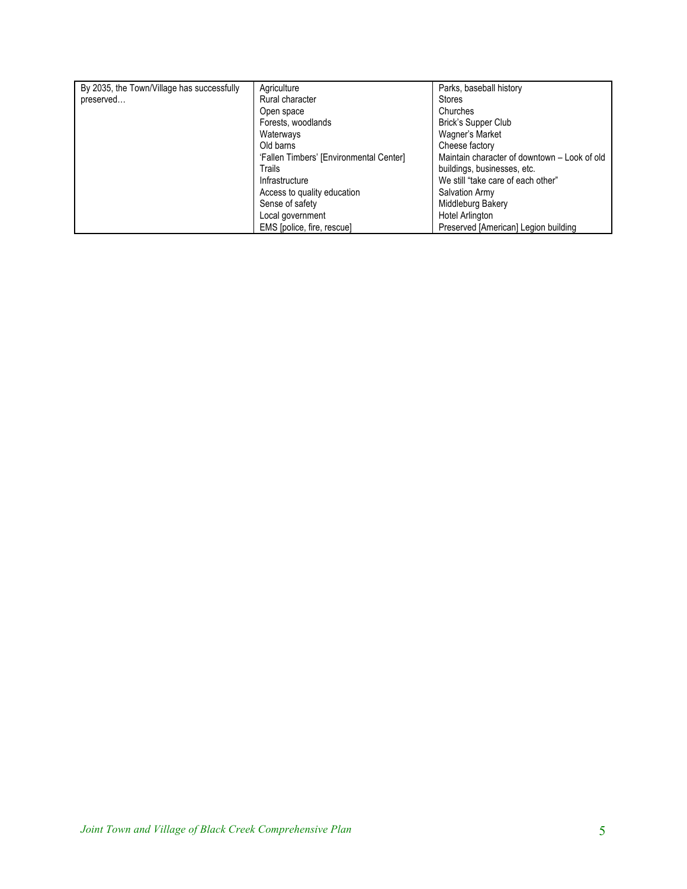| | | |
|---|---|---|
| By 2035, the Town/Village has successfully preserved… | Agriculture<br>Rural character<br>Open space<br>Forests, woodlands<br>Waterways<br>Old barns<br>'Fallen Timbers' [Environmental Center]<br>Trails<br>Infrastructure<br>Access to quality education<br>Sense of safety<br>Local government<br>EMS [police, fire, rescue] | Parks, baseball history<br>Stores<br>Churches<br>Brick's Supper Club<br>Wagner's Market<br>Cheese factory<br>Maintain character of downtown – Look of old buildings, businesses, etc.<br>We still "take care of each other"<br>Salvation Army<br>Middleburg Bakery<br>Hotel Arlington<br>Preserved [American] Legion building |